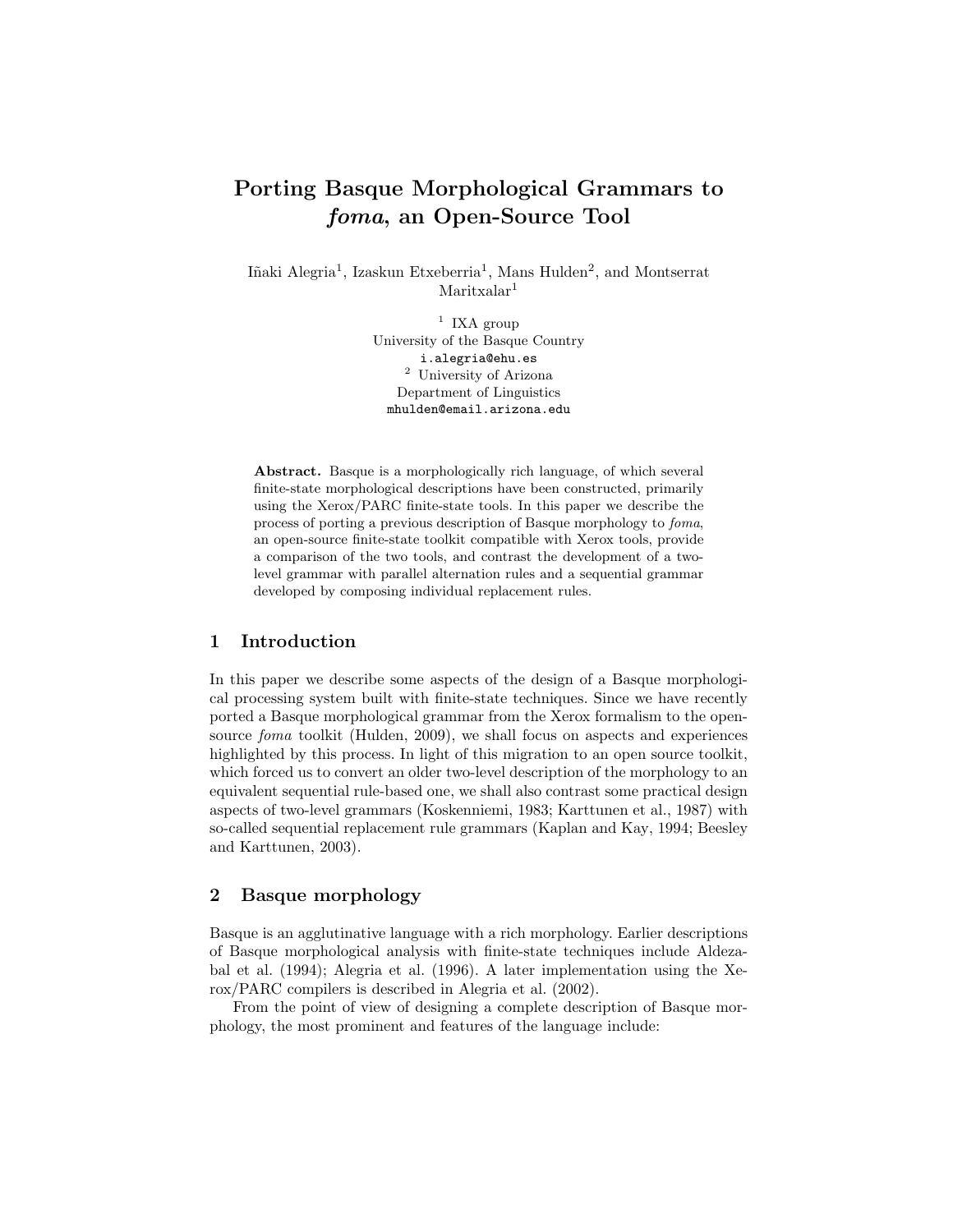# Porting Basque Morphological Grammars to *foma*, an Open-Source Tool

Iñaki Alegria[1], Izaskun Etxeberria[1], Mans Hulden[2], and Montserrat Maritxalar[1]

[1] IXA group
University of the Basque Country
`i.alegria@ehu.es`
[2] University of Arizona
Department of Linguistics
`mhulden@email.arizona.edu`

**Abstract.** Basque is a morphologically rich language, of which several finite-state morphological descriptions have been constructed, primarily using the Xerox/PARC finite-state tools. In this paper we describe the process of porting a previous description of Basque morphology to *foma*, an open-source finite-state toolkit compatible with Xerox tools, provide a comparison of the two tools, and contrast the development of a two-level grammar with parallel alternation rules and a sequential grammar developed by composing individual replacement rules.

## 1 Introduction

In this paper we describe some aspects of the design of a Basque morphological processing system built with finite-state techniques. Since we have recently ported a Basque morphological grammar from the Xerox formalism to the open-source *foma* toolkit (Hulden, 2009), we shall focus on aspects and experiences highlighted by this process. In light of this migration to an open source toolkit, which forced us to convert an older two-level description of the morphology to an equivalent sequential rule-based one, we shall also contrast some practical design aspects of two-level grammars (Koskenniemi, 1983; Karttunen et al., 1987) with so-called sequential replacement rule grammars (Kaplan and Kay, 1994; Beesley and Karttunen, 2003).

## 2 Basque morphology

Basque is an agglutinative language with a rich morphology. Earlier descriptions of Basque morphological analysis with finite-state techniques include Aldezabal et al. (1994); Alegria et al. (1996). A later implementation using the Xerox/PARC compilers is described in Alegria et al. (2002).

From the point of view of designing a complete description of Basque morphology, the most prominent and features of the language include: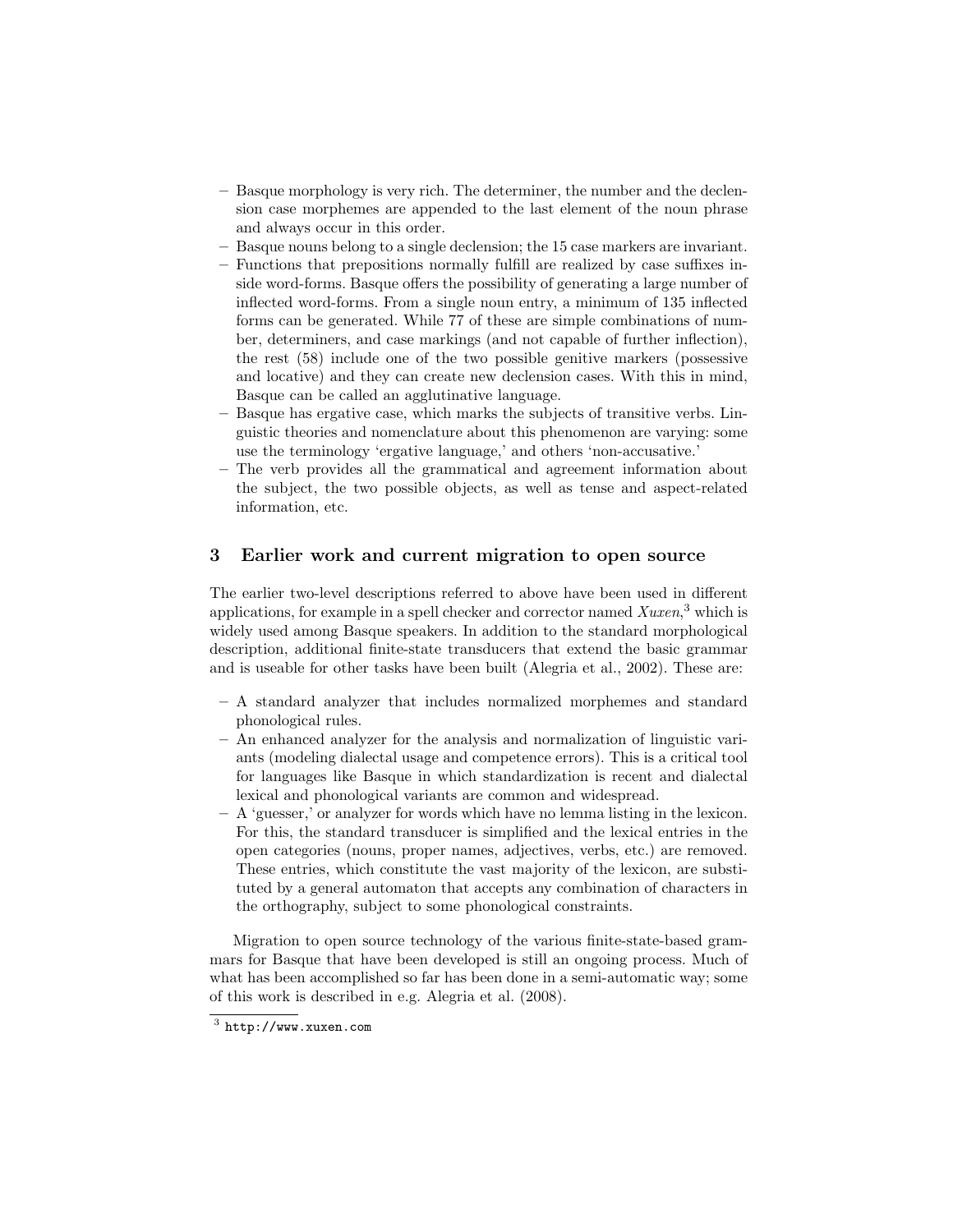- Basque morphology is very rich. The determiner, the number and the declension case morphemes are appended to the last element of the noun phrase and always occur in this order.
- Basque nouns belong to a single declension; the 15 case markers are invariant.
- Functions that prepositions normally fulfill are realized by case suffixes inside word-forms. Basque offers the possibility of generating a large number of inflected word-forms. From a single noun entry, a minimum of 135 inflected forms can be generated. While 77 of these are simple combinations of number, determiners, and case markings (and not capable of further inflection), the rest (58) include one of the two possible genitive markers (possessive and locative) and they can create new declension cases. With this in mind, Basque can be called an agglutinative language.
- Basque has ergative case, which marks the subjects of transitive verbs. Linguistic theories and nomenclature about this phenomenon are varying: some use the terminology 'ergative language,' and others 'non-accusative.'
- The verb provides all the grammatical and agreement information about the subject, the two possible objects, as well as tense and aspect-related information, etc.

## 3 Earlier work and current migration to open source

The earlier two-level descriptions referred to above have been used in different applications, for example in a spell checker and corrector named *Xuxen*,[3] which is widely used among Basque speakers. In addition to the standard morphological description, additional finite-state transducers that extend the basic grammar and is useable for other tasks have been built (Alegria et al., 2002). These are:

- A standard analyzer that includes normalized morphemes and standard phonological rules.
- An enhanced analyzer for the analysis and normalization of linguistic variants (modeling dialectal usage and competence errors). This is a critical tool for languages like Basque in which standardization is recent and dialectal lexical and phonological variants are common and widespread.
- A 'guesser,' or analyzer for words which have no lemma listing in the lexicon. For this, the standard transducer is simplified and the lexical entries in the open categories (nouns, proper names, adjectives, verbs, etc.) are removed. These entries, which constitute the vast majority of the lexicon, are substituted by a general automaton that accepts any combination of characters in the orthography, subject to some phonological constraints.

Migration to open source technology of the various finite-state-based grammars for Basque that have been developed is still an ongoing process. Much of what has been accomplished so far has been done in a semi-automatic way; some of this work is described in e.g. Alegria et al. (2008).

[3] http://www.xuxen.com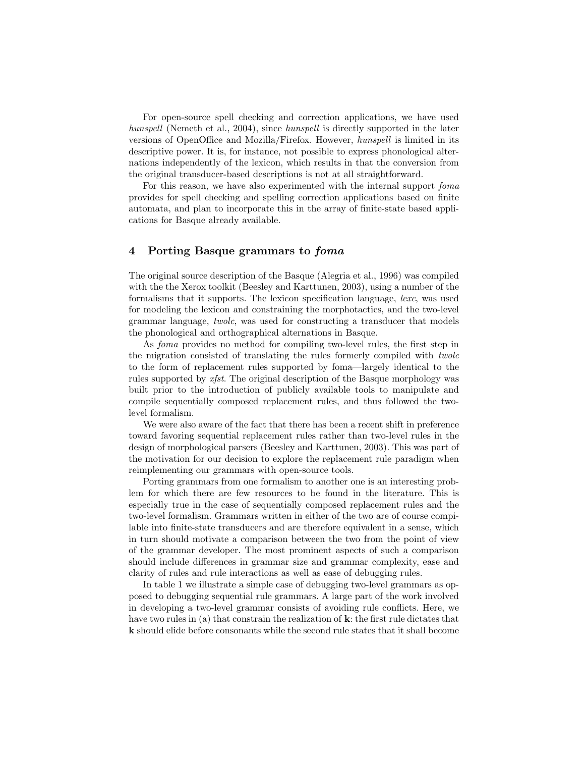For open-source spell checking and correction applications, we have used *hunspell* (Nemeth et al., 2004), since *hunspell* is directly supported in the later versions of OpenOffice and Mozilla/Firefox. However, *hunspell* is limited in its descriptive power. It is, for instance, not possible to express phonological alternations independently of the lexicon, which results in that the conversion from the original transducer-based descriptions is not at all straightforward.

For this reason, we have also experimented with the internal support *foma* provides for spell checking and spelling correction applications based on finite automata, and plan to incorporate this in the array of finite-state based applications for Basque already available.

## 4 Porting Basque grammars to *foma*

The original source description of the Basque (Alegria et al., 1996) was compiled with the the Xerox toolkit (Beesley and Karttunen, 2003), using a number of the formalisms that it supports. The lexicon specification language, *lexc*, was used for modeling the lexicon and constraining the morphotactics, and the two-level grammar language, *twolc*, was used for constructing a transducer that models the phonological and orthographical alternations in Basque.

As *foma* provides no method for compiling two-level rules, the first step in the migration consisted of translating the rules formerly compiled with *twolc* to the form of replacement rules supported by foma—largely identical to the rules supported by *xfst*. The original description of the Basque morphology was built prior to the introduction of publicly available tools to manipulate and compile sequentially composed replacement rules, and thus followed the two-level formalism.

We were also aware of the fact that there has been a recent shift in preference toward favoring sequential replacement rules rather than two-level rules in the design of morphological parsers (Beesley and Karttunen, 2003). This was part of the motivation for our decision to explore the replacement rule paradigm when reimplementing our grammars with open-source tools.

Porting grammars from one formalism to another one is an interesting problem for which there are few resources to be found in the literature. This is especially true in the case of sequentially composed replacement rules and the two-level formalism. Grammars written in either of the two are of course compilable into finite-state transducers and are therefore equivalent in a sense, which in turn should motivate a comparison between the two from the point of view of the grammar developer. The most prominent aspects of such a comparison should include differences in grammar size and grammar complexity, ease and clarity of rules and rule interactions as well as ease of debugging rules.

In table 1 we illustrate a simple case of debugging two-level grammars as opposed to debugging sequential rule grammars. A large part of the work involved in developing a two-level grammar consists of avoiding rule conflicts. Here, we have two rules in (a) that constrain the realization of **k**: the first rule dictates that **k** should elide before consonants while the second rule states that it shall become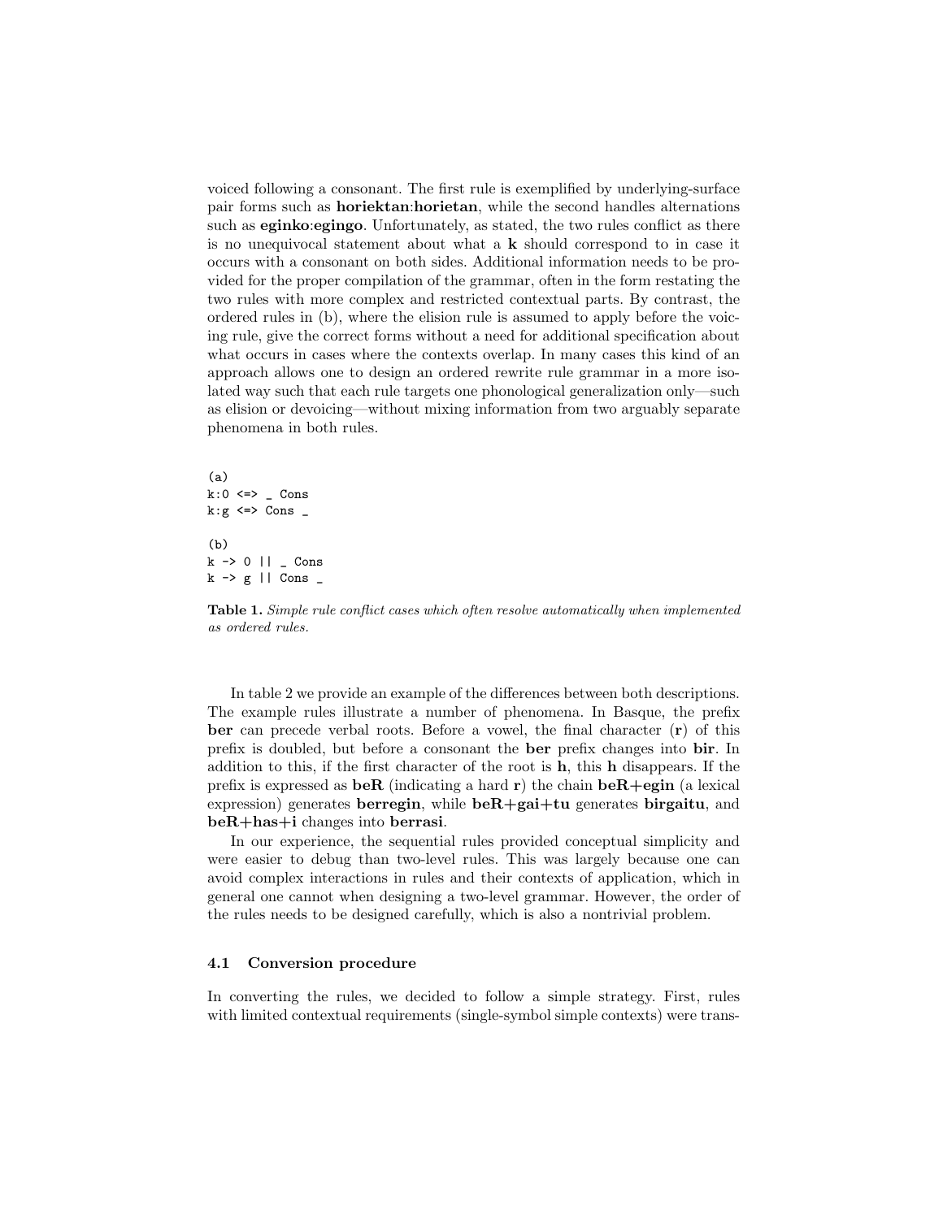voiced following a consonant. The first rule is exemplified by underlying-surface pair forms such as **horiektan**:**horietan**, while the second handles alternations such as **eginko**:**egingo**. Unfortunately, as stated, the two rules conflict as there is no unequivocal statement about what a **k** should correspond to in case it occurs with a consonant on both sides. Additional information needs to be provided for the proper compilation of the grammar, often in the form restating the two rules with more complex and restricted contextual parts. By contrast, the ordered rules in (b), where the elision rule is assumed to apply before the voicing rule, give the correct forms without a need for additional specification about what occurs in cases where the contexts overlap. In many cases this kind of an approach allows one to design an ordered rewrite rule grammar in a more isolated way such that each rule targets one phonological generalization only—such as elision or devoicing—without mixing information from two arguably separate phenomena in both rules.

```
(a)
k:0 <=> _ Cons
k:g <=> Cons _

(b)
k -> 0 || _ Cons
k -> g || Cons _
```

**Table 1.** *Simple rule conflict cases which often resolve automatically when implemented as ordered rules.*

In table 2 we provide an example of the differences between both descriptions. The example rules illustrate a number of phenomena. In Basque, the prefix **ber** can precede verbal roots. Before a vowel, the final character (**r**) of this prefix is doubled, but before a consonant the **ber** prefix changes into **bir**. In addition to this, if the first character of the root is **h**, this **h** disappears. If the prefix is expressed as **beR** (indicating a hard **r**) the chain **beR+egin** (a lexical expression) generates **berregin**, while **beR+gai+tu** generates **birgaitu**, and **beR+has+i** changes into **berrasi**.

In our experience, the sequential rules provided conceptual simplicity and were easier to debug than two-level rules. This was largely because one can avoid complex interactions in rules and their contexts of application, which in general one cannot when designing a two-level grammar. However, the order of the rules needs to be designed carefully, which is also a nontrivial problem.

### 4.1 Conversion procedure

In converting the rules, we decided to follow a simple strategy. First, rules with limited contextual requirements (single-symbol simple contexts) were trans-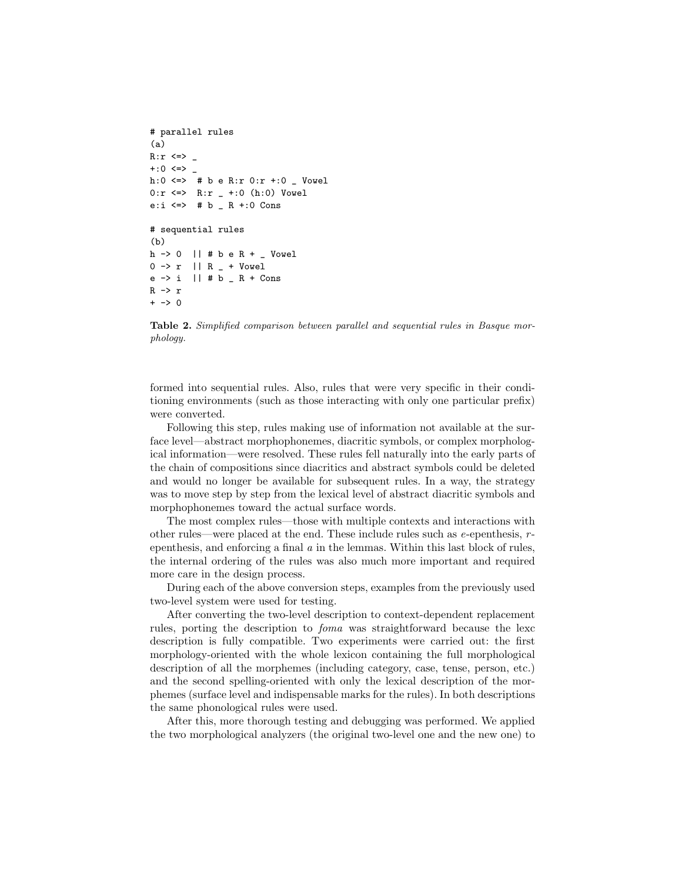```
# parallel rules
(a)
R:r <=> _
+:0 <=> _
h:0 <=>  # b e R:r 0:r +:0 _ Vowel
0:r <=>  R:r _ +:0 (h:0) Vowel
e:i <=>  # b _ R +:0 Cons

# sequential rules
(b)
h -> 0  || # b e R + _ Vowel
0 -> r  || R _ + Vowel
e -> i  || # b _ R + Cons
R -> r
+ -> 0
```

**Table 2.** *Simplified comparison between parallel and sequential rules in Basque morphology.*

formed into sequential rules. Also, rules that were very specific in their conditioning environments (such as those interacting with only one particular prefix) were converted.

Following this step, rules making use of information not available at the surface level—abstract morphophonemes, diacritic symbols, or complex morphological information—were resolved. These rules fell naturally into the early parts of the chain of compositions since diacritics and abstract symbols could be deleted and would no longer be available for subsequent rules. In a way, the strategy was to move step by step from the lexical level of abstract diacritic symbols and morphophonemes toward the actual surface words.

The most complex rules—those with multiple contexts and interactions with other rules—were placed at the end. These include rules such as *e*-epenthesis, *r*-epenthesis, and enforcing a final *a* in the lemmas. Within this last block of rules, the internal ordering of the rules was also much more important and required more care in the design process.

During each of the above conversion steps, examples from the previously used two-level system were used for testing.

After converting the two-level description to context-dependent replacement rules, porting the description to *foma* was straightforward because the lexc description is fully compatible. Two experiments were carried out: the first morphology-oriented with the whole lexicon containing the full morphological description of all the morphemes (including category, case, tense, person, etc.) and the second spelling-oriented with only the lexical description of the morphemes (surface level and indispensable marks for the rules). In both descriptions the same phonological rules were used.

After this, more thorough testing and debugging was performed. We applied the two morphological analyzers (the original two-level one and the new one) to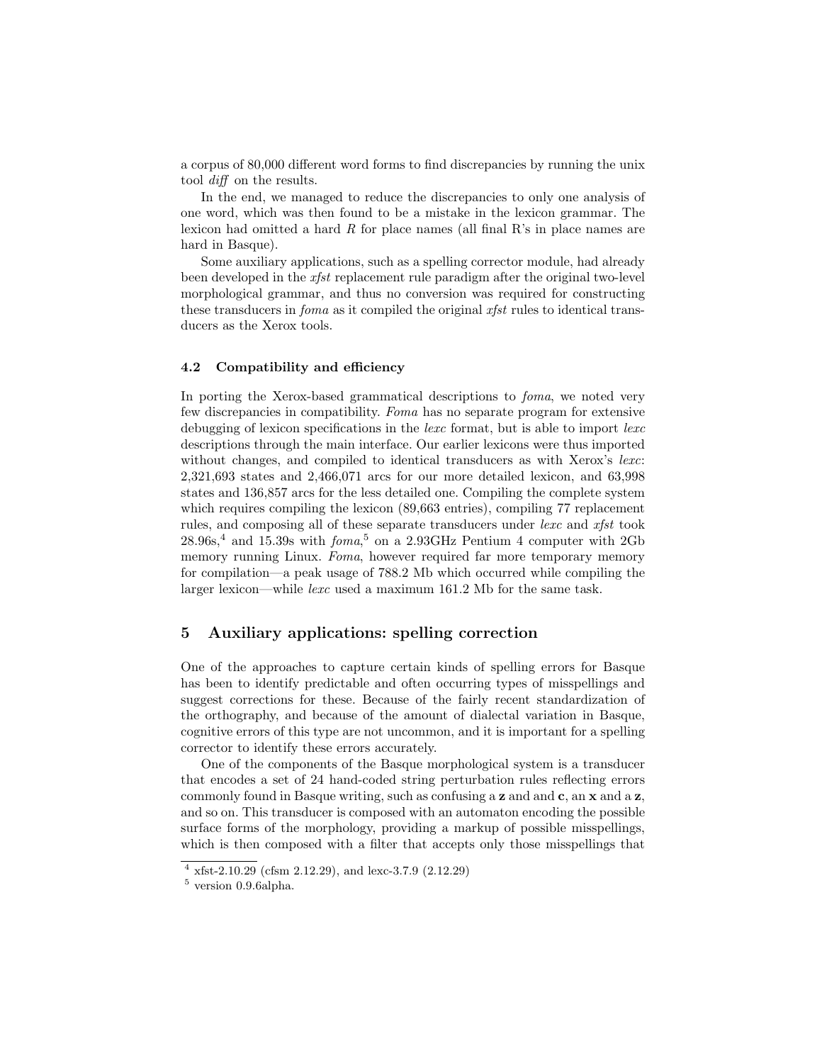a corpus of 80,000 different word forms to find discrepancies by running the unix tool *diff* on the results.

In the end, we managed to reduce the discrepancies to only one analysis of one word, which was then found to be a mistake in the lexicon grammar. The lexicon had omitted a hard *R* for place names (all final R's in place names are hard in Basque).

Some auxiliary applications, such as a spelling corrector module, had already been developed in the *xfst* replacement rule paradigm after the original two-level morphological grammar, and thus no conversion was required for constructing these transducers in *foma* as it compiled the original *xfst* rules to identical transducers as the Xerox tools.

### 4.2 Compatibility and efficiency

In porting the Xerox-based grammatical descriptions to *foma*, we noted very few discrepancies in compatibility. *Foma* has no separate program for extensive debugging of lexicon specifications in the *lexc* format, but is able to import *lexc* descriptions through the main interface. Our earlier lexicons were thus imported without changes, and compiled to identical transducers as with Xerox's *lexc*: 2,321,693 states and 2,466,071 arcs for our more detailed lexicon, and 63,998 states and 136,857 arcs for the less detailed one. Compiling the complete system which requires compiling the lexicon (89,663 entries), compiling 77 replacement rules, and composing all of these separate transducers under *lexc* and *xfst* took 28.96s,[4] and 15.39s with *foma*,[5] on a 2.93GHz Pentium 4 computer with 2Gb memory running Linux. *Foma*, however required far more temporary memory for compilation—a peak usage of 788.2 Mb which occurred while compiling the larger lexicon—while *lexc* used a maximum 161.2 Mb for the same task.

## 5 Auxiliary applications: spelling correction

One of the approaches to capture certain kinds of spelling errors for Basque has been to identify predictable and often occurring types of misspellings and suggest corrections for these. Because of the fairly recent standardization of the orthography, and because of the amount of dialectal variation in Basque, cognitive errors of this type are not uncommon, and it is important for a spelling corrector to identify these errors accurately.

One of the components of the Basque morphological system is a transducer that encodes a set of 24 hand-coded string perturbation rules reflecting errors commonly found in Basque writing, such as confusing a **z** and and **c**, an **x** and a **z**, and so on. This transducer is composed with an automaton encoding the possible surface forms of the morphology, providing a markup of possible misspellings, which is then composed with a filter that accepts only those misspellings that

[4] xfst-2.10.29 (cfsm 2.12.29), and lexc-3.7.9 (2.12.29)

[5] version 0.9.6alpha.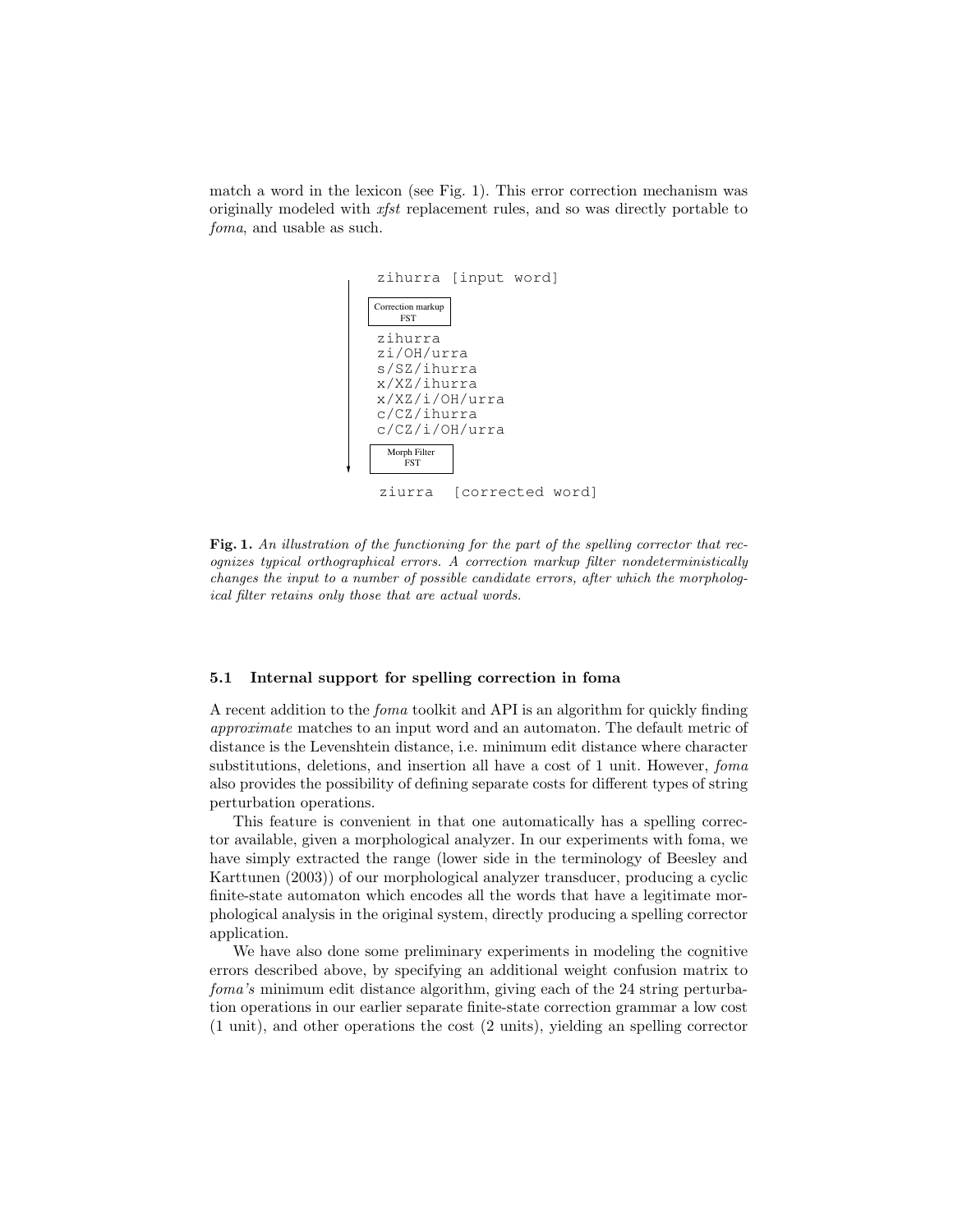match a word in the lexicon (see Fig. 1). This error correction mechanism was originally modeled with *xfst* replacement rules, and so was directly portable to *foma*, and usable as such.

```
zihurra [input word]

Correction markup
FST

zihurra
zi/OH/urra
s/SZ/ihurra
x/XZ/ihurra
x/XZ/i/OH/urra
c/CZ/ihurra
c/CZ/i/OH/urra

Morph Filter
FST

ziurra  [corrected word]
```

**Fig. 1.** *An illustration of the functioning for the part of the spelling corrector that recognizes typical orthographical errors. A correction markup filter nondeterministically changes the input to a number of possible candidate errors, after which the morphological filter retains only those that are actual words.*

### 5.1 Internal support for spelling correction in foma

A recent addition to the *foma* toolkit and API is an algorithm for quickly finding *approximate* matches to an input word and an automaton. The default metric of distance is the Levenshtein distance, i.e. minimum edit distance where character substitutions, deletions, and insertion all have a cost of 1 unit. However, *foma* also provides the possibility of defining separate costs for different types of string perturbation operations.

This feature is convenient in that one automatically has a spelling corrector available, given a morphological analyzer. In our experiments with foma, we have simply extracted the range (lower side in the terminology of Beesley and Karttunen (2003)) of our morphological analyzer transducer, producing a cyclic finite-state automaton which encodes all the words that have a legitimate morphological analysis in the original system, directly producing a spelling corrector application.

We have also done some preliminary experiments in modeling the cognitive errors described above, by specifying an additional weight confusion matrix to *foma's* minimum edit distance algorithm, giving each of the 24 string perturbation operations in our earlier separate finite-state correction grammar a low cost (1 unit), and other operations the cost (2 units), yielding an spelling corrector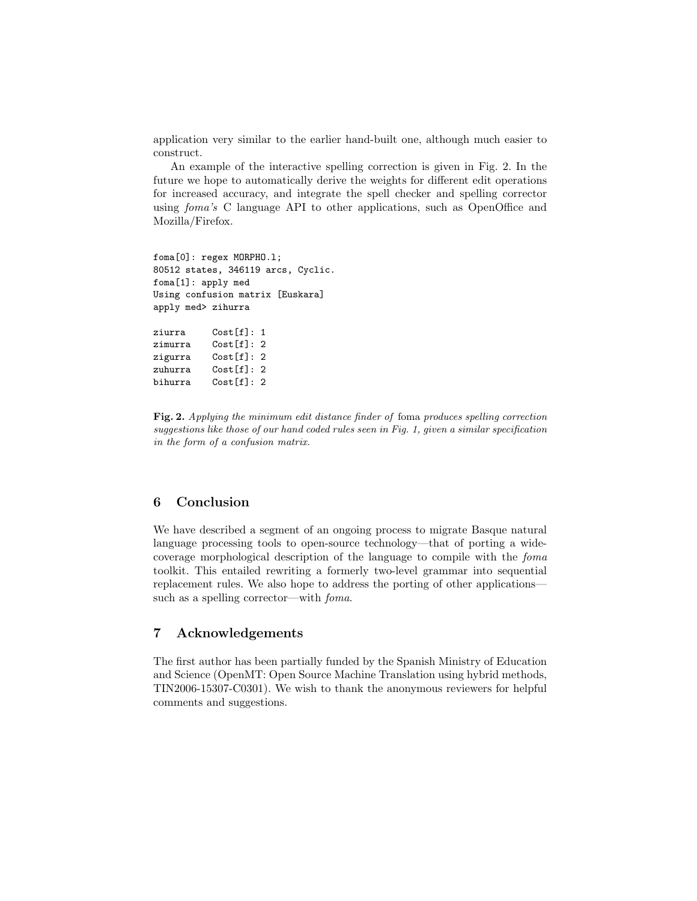application very similar to the earlier hand-built one, although much easier to construct.

An example of the interactive spelling correction is given in Fig. 2. In the future we hope to automatically derive the weights for different edit operations for increased accuracy, and integrate the spell checker and spelling corrector using *foma's* C language API to other applications, such as OpenOffice and Mozilla/Firefox.

```
foma[0]: regex MORPHO.l;
80512 states, 346119 arcs, Cyclic.
foma[1]: apply med
Using confusion matrix [Euskara]
apply med> zihurra

ziurra     Cost[f]: 1
zimurra    Cost[f]: 2
zigurra    Cost[f]: 2
zuhurra    Cost[f]: 2
bihurra    Cost[f]: 2
```

**Fig. 2.** *Applying the minimum edit distance finder of* foma *produces spelling correction suggestions like those of our hand coded rules seen in Fig. 1, given a similar specification in the form of a confusion matrix.*

## 6 Conclusion

We have described a segment of an ongoing process to migrate Basque natural language processing tools to open-source technology—that of porting a wide-coverage morphological description of the language to compile with the *foma* toolkit. This entailed rewriting a formerly two-level grammar into sequential replacement rules. We also hope to address the porting of other applications—such as a spelling corrector—with *foma*.

## 7 Acknowledgements

The first author has been partially funded by the Spanish Ministry of Education and Science (OpenMT: Open Source Machine Translation using hybrid methods, TIN2006-15307-C0301). We wish to thank the anonymous reviewers for helpful comments and suggestions.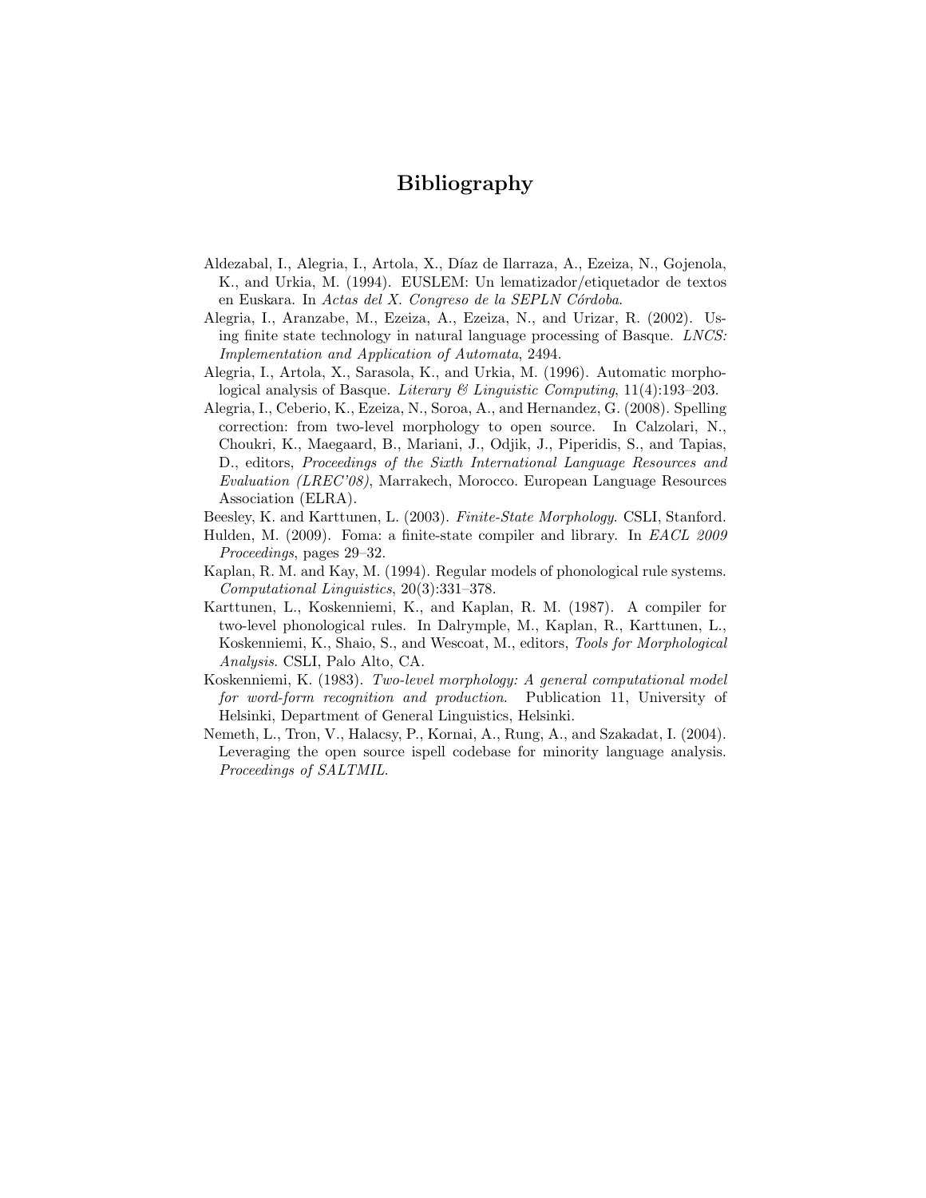# Bibliography

Aldezabal, I., Alegria, I., Artola, X., Díaz de Ilarraza, A., Ezeiza, N., Gojenola, K., and Urkia, M. (1994). EUSLEM: Un lematizador/etiquetador de textos en Euskara. In *Actas del X. Congreso de la SEPLN Córdoba*.

Alegria, I., Aranzabe, M., Ezeiza, A., Ezeiza, N., and Urizar, R. (2002). Using finite state technology in natural language processing of Basque. *LNCS: Implementation and Application of Automata*, 2494.

Alegria, I., Artola, X., Sarasola, K., and Urkia, M. (1996). Automatic morphological analysis of Basque. *Literary & Linguistic Computing*, 11(4):193–203.

Alegria, I., Ceberio, K., Ezeiza, N., Soroa, A., and Hernandez, G. (2008). Spelling correction: from two-level morphology to open source. In Calzolari, N., Choukri, K., Maegaard, B., Mariani, J., Odjik, J., Piperidis, S., and Tapias, D., editors, *Proceedings of the Sixth International Language Resources and Evaluation (LREC'08)*, Marrakech, Morocco. European Language Resources Association (ELRA).

Beesley, K. and Karttunen, L. (2003). *Finite-State Morphology*. CSLI, Stanford.

Hulden, M. (2009). Foma: a finite-state compiler and library. In *EACL 2009 Proceedings*, pages 29–32.

Kaplan, R. M. and Kay, M. (1994). Regular models of phonological rule systems. *Computational Linguistics*, 20(3):331–378.

Karttunen, L., Koskenniemi, K., and Kaplan, R. M. (1987). A compiler for two-level phonological rules. In Dalrymple, M., Kaplan, R., Karttunen, L., Koskenniemi, K., Shaio, S., and Wescoat, M., editors, *Tools for Morphological Analysis*. CSLI, Palo Alto, CA.

Koskenniemi, K. (1983). *Two-level morphology: A general computational model for word-form recognition and production*. Publication 11, University of Helsinki, Department of General Linguistics, Helsinki.

Nemeth, L., Tron, V., Halacsy, P., Kornai, A., Rung, A., and Szakadat, I. (2004). Leveraging the open source ispell codebase for minority language analysis. *Proceedings of SALTMIL*.